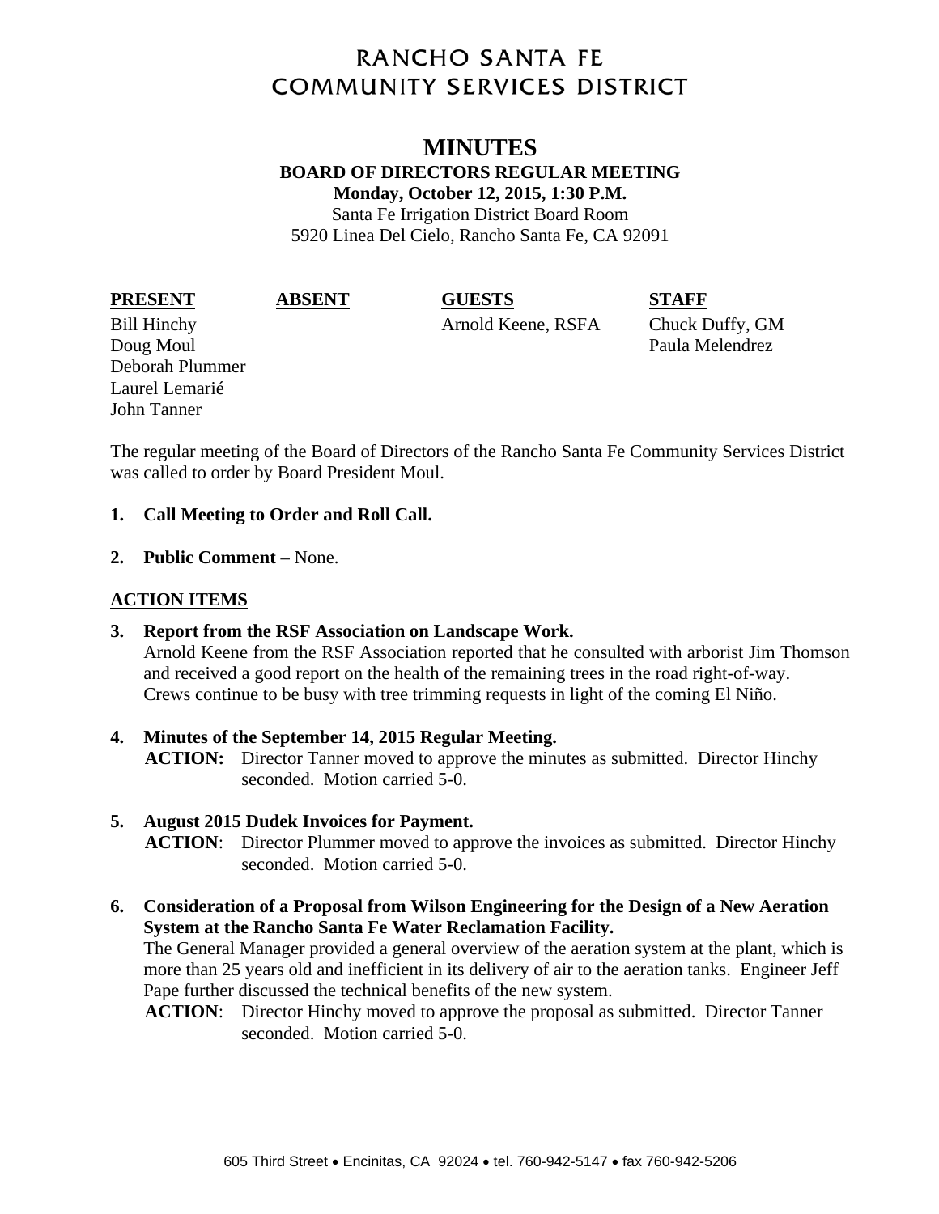# RANCHO SANTA FE COMMUNITY SERVICES DISTRICT

## MINUTES

**BOARD OF DIRECTORS REGULAR MEETING**

**Monday, October 12, 2015, 1:30 P.M.**

Santa Fe Irrigation District Board Room
5920 Linea Del Cielo, Rancho Santa Fe, CA 92091

| PRESENT | ABSENT | GUESTS | STAFF |
|---|---|---|---|
| Bill Hinchy | | Arnold Keene, RSFA | Chuck Duffy, GM |
| Doug Moul | | | Paula Melendrez |
| Deborah Plummer | | | |
| Laurel Lemarié | | | |
| John Tanner | | | |

The regular meeting of the Board of Directors of the Rancho Santa Fe Community Services District was called to order by Board President Moul.

1. **Call Meeting to Order and Roll Call.**

2. **Public Comment** – None.

**ACTION ITEMS**

3. **Report from the RSF Association on Landscape Work.**
   Arnold Keene from the RSF Association reported that he consulted with arborist Jim Thomson and received a good report on the health of the remaining trees in the road right-of-way. Crews continue to be busy with tree trimming requests in light of the coming El Niño.

4. **Minutes of the September 14, 2015 Regular Meeting.**
   **ACTION:** Director Tanner moved to approve the minutes as submitted. Director Hinchy seconded. Motion carried 5-0.

5. **August 2015 Dudek Invoices for Payment.**
   **ACTION**: Director Plummer moved to approve the invoices as submitted. Director Hinchy seconded. Motion carried 5-0.

6. **Consideration of a Proposal from Wilson Engineering for the Design of a New Aeration System at the Rancho Santa Fe Water Reclamation Facility.**
   The General Manager provided a general overview of the aeration system at the plant, which is more than 25 years old and inefficient in its delivery of air to the aeration tanks. Engineer Jeff Pape further discussed the technical benefits of the new system.
   **ACTION**: Director Hinchy moved to approve the proposal as submitted. Director Tanner seconded. Motion carried 5-0.

605 Third Street • Encinitas, CA 92024 • tel. 760-942-5147 • fax 760-942-5206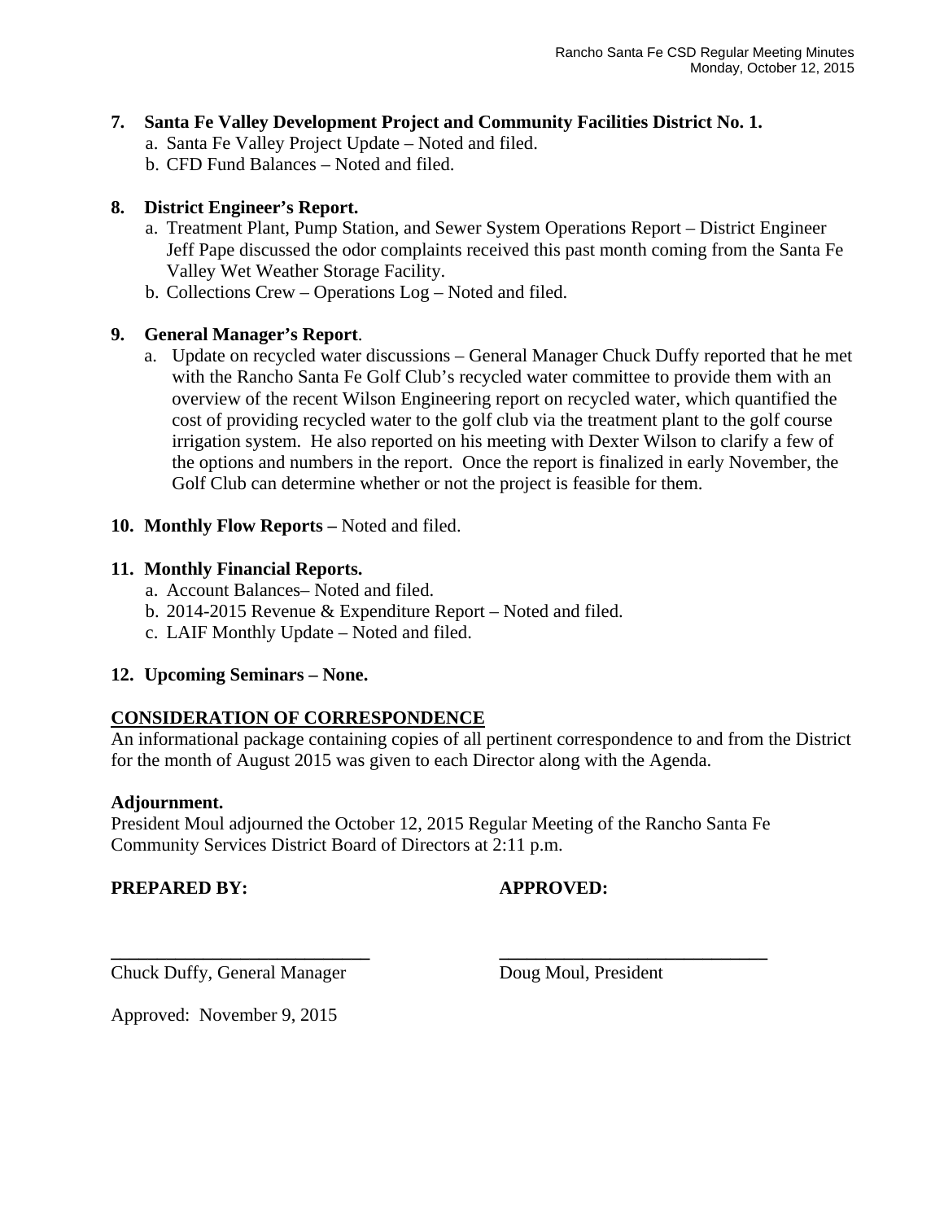**7. Santa Fe Valley Development Project and Community Facilities District No. 1.**

a. Santa Fe Valley Project Update – Noted and filed.
b. CFD Fund Balances – Noted and filed.

**8. District Engineer's Report.**

a. Treatment Plant, Pump Station, and Sewer System Operations Report – District Engineer Jeff Pape discussed the odor complaints received this past month coming from the Santa Fe Valley Wet Weather Storage Facility.
b. Collections Crew – Operations Log – Noted and filed.

**9. General Manager's Report**.

a. Update on recycled water discussions – General Manager Chuck Duffy reported that he met with the Rancho Santa Fe Golf Club's recycled water committee to provide them with an overview of the recent Wilson Engineering report on recycled water, which quantified the cost of providing recycled water to the golf club via the treatment plant to the golf course irrigation system. He also reported on his meeting with Dexter Wilson to clarify a few of the options and numbers in the report. Once the report is finalized in early November, the Golf Club can determine whether or not the project is feasible for them.

**10. Monthly Flow Reports –** Noted and filed.

**11. Monthly Financial Reports.**

a. Account Balances– Noted and filed.
b. 2014-2015 Revenue & Expenditure Report – Noted and filed.
c. LAIF Monthly Update – Noted and filed.

**12. Upcoming Seminars – None.**

**CONSIDERATION OF CORRESPONDENCE**

An informational package containing copies of all pertinent correspondence to and from the District for the month of August 2015 was given to each Director along with the Agenda.

**Adjournment.**

President Moul adjourned the October 12, 2015 Regular Meeting of the Rancho Santa Fe Community Services District Board of Directors at 2:11 p.m.

**PREPARED BY:** **APPROVED:**

\_\_\_\_\_\_\_\_\_\_\_\_\_\_\_\_\_\_\_\_\_\_\_\_\_\_\_\_ \_\_\_\_\_\_\_\_\_\_\_\_\_\_\_\_\_\_\_\_\_\_\_\_\_\_\_\_\_\_

Chuck Duffy, General Manager Doug Moul, President

Approved: November 9, 2015